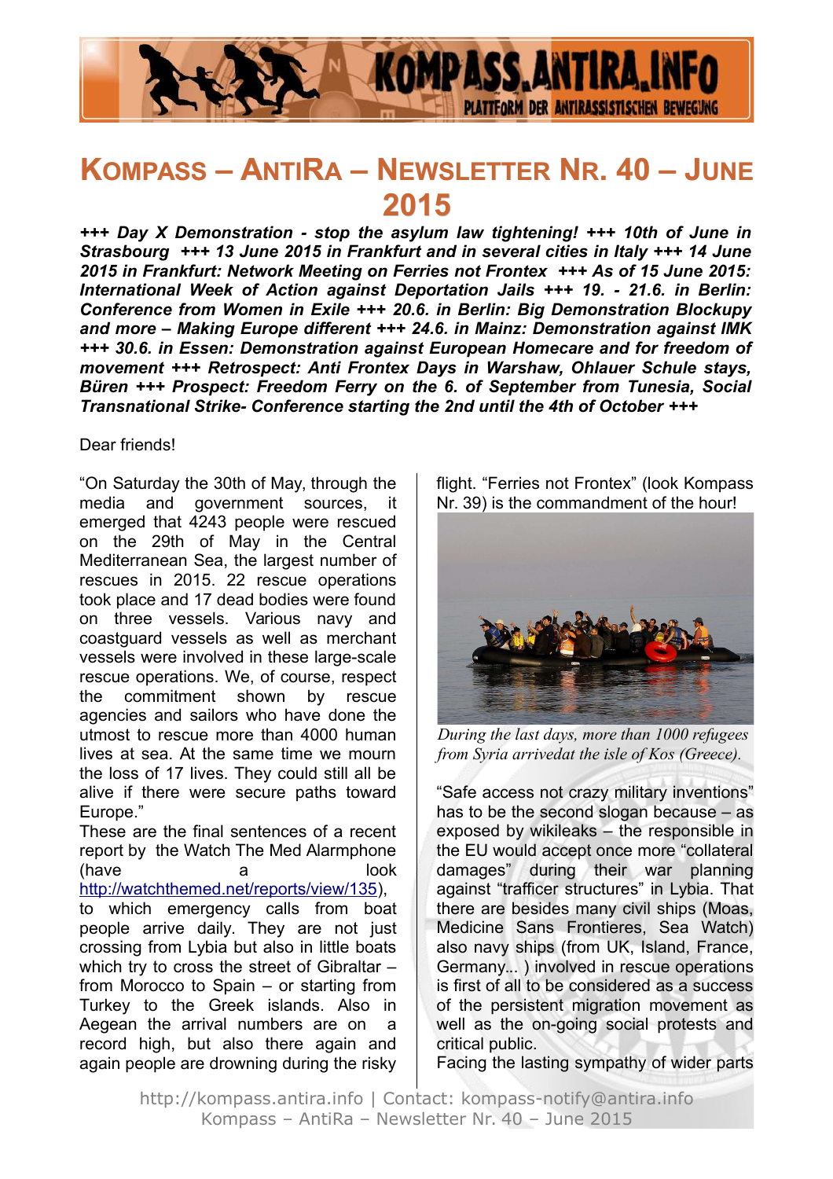# Kompass – AntiRa – Newsletter Nr. 40 – June 2015

***+++ Day X Demonstration - stop the asylum law tightening! +++ 10th of June in Strasbourg +++ 13 June 2015 in Frankfurt and in several cities in Italy +++ 14 June 2015 in Frankfurt: Network Meeting on Ferries not Frontex +++ As of 15 June 2015: International Week of Action against Deportation Jails +++ 19. - 21.6. in Berlin: Conference from Women in Exile +++ 20.6. in Berlin: Big Demonstration Blockupy and more – Making Europe different +++ 24.6. in Mainz: Demonstration against IMK +++ 30.6. in Essen: Demonstration against European Homecare and for freedom of movement +++ Retrospect: Anti Frontex Days in Warshaw, Ohlauer Schule stays, Büren +++ Prospect: Freedom Ferry on the 6. of September from Tunesia, Social Transnational Strike- Conference starting the 2nd until the 4th of October +++***

Dear friends!

"On Saturday the 30th of May, through the media and government sources, it emerged that 4243 people were rescued on the 29th of May in the Central Mediterranean Sea, the largest number of rescues in 2015. 22 rescue operations took place and 17 dead bodies were found on three vessels. Various navy and coastguard vessels as well as merchant vessels were involved in these large-scale rescue operations. We, of course, respect the commitment shown by rescue agencies and sailors who have done the utmost to rescue more than 4000 human lives at sea. At the same time we mourn the loss of 17 lives. They could still all be alive if there were secure paths toward Europe."

These are the final sentences of a recent report by the Watch The Med Alarmphone (have a look http://watchthemed.net/reports/view/135), to which emergency calls from boat people arrive daily. They are not just crossing from Lybia but also in little boats which try to cross the street of Gibraltar – from Morocco to Spain – or starting from Turkey to the Greek islands. Also in Aegean the arrival numbers are on a record high, but also there again and again people are drowning during the risky flight. "Ferries not Frontex" (look Kompass Nr. 39) is the commandment of the hour!

*During the last days, more than 1000 refugees from Syria arrivedat the isle of Kos (Greece).*

"Safe access not crazy military inventions" has to be the second slogan because – as exposed by wikileaks – the responsible in the EU would accept once more "collateral damages" during their war planning against "trafficer structures" in Lybia. That there are besides many civil ships (Moas, Medicine Sans Frontieres, Sea Watch) also navy ships (from UK, Island, France, Germany... ) involved in rescue operations is first of all to be considered as a success of the persistent migration movement as well as the on-going social protests and critical public.

Facing the lasting sympathy of wider parts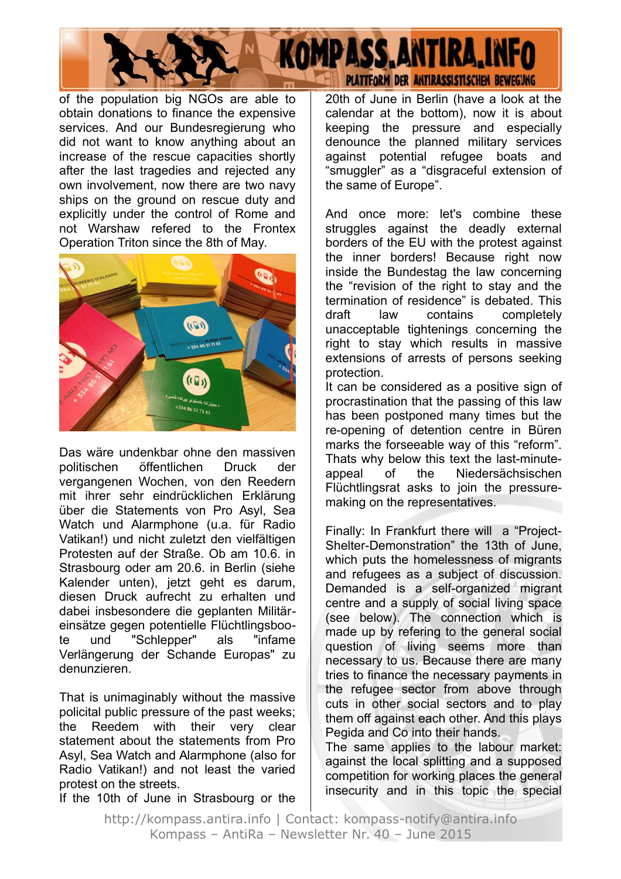of the population big NGOs are able to obtain donations to finance the expensive services. And our Bundesregierung who did not want to know anything about an increase of the rescue capacities shortly after the last tragedies and rejected any own involvement, now there are two navy ships on the ground on rescue duty and explicitly under the control of Rome and not Warshaw refered to the Frontex Operation Triton since the 8th of May.

Das wäre undenkbar ohne den massiven politischen öffentlichen Druck der vergangenen Wochen, von den Reedern mit ihrer sehr eindrücklichen Erklärung über die Statements von Pro Asyl, Sea Watch und Alarmphone (u.a. für Radio Vatikan!) und nicht zuletzt den vielfältigen Protesten auf der Straße. Ob am 10.6. in Strasbourg oder am 20.6. in Berlin (siehe Kalender unten), jetzt geht es darum, diesen Druck aufrecht zu erhalten und dabei insbesondere die geplanten Militär-einsätze gegen potentielle Flüchtlingsboo-te und "Schlepper" als "infame Verlängerung der Schande Europas" zu denunzieren.

That is unimaginably without the massive policital public pressure of the past weeks; the Reedem with their very clear statement about the statements from Pro Asyl, Sea Watch and Alarmphone (also for Radio Vatikan!) and not least the varied protest on the streets.
If the 10th of June in Strasbourg or the 20th of June in Berlin (have a look at the calendar at the bottom), now it is about keeping the pressure and especially denounce the planned military services against potential refugee boats and "smuggler" as a "disgraceful extension of the same of Europe".

And once more: let's combine these struggles against the deadly external borders of the EU with the protest against the inner borders! Because right now inside the Bundestag the law concerning the "revision of the right to stay and the termination of residence" is debated. This draft law contains completely unacceptable tightenings concerning the right to stay which results in massive extensions of arrests of persons seeking protection.
It can be considered as a positive sign of procrastination that the passing of this law has been postponed many times but the re-opening of detention centre in Büren marks the forseeable way of this "reform". Thats why below this text the last-minute-appeal of the Niedersächsischen Flüchtlingsrat asks to join the pressure-making on the representatives.

Finally: In Frankfurt there will a "Project-Shelter-Demonstration" the 13th of June, which puts the homelessness of migrants and refugees as a subject of discussion. Demanded is a self-organized migrant centre and a supply of social living space (see below). The connection which is made up by refering to the general social question of living seems more than necessary to us. Because there are many tries to finance the necessary payments in the refugee sector from above through cuts in other social sectors and to play them off against each other. And this plays Pegida and Co into their hands.
The same applies to the labour market: against the local splitting and a supposed competition for working places the general insecurity and in this topic the special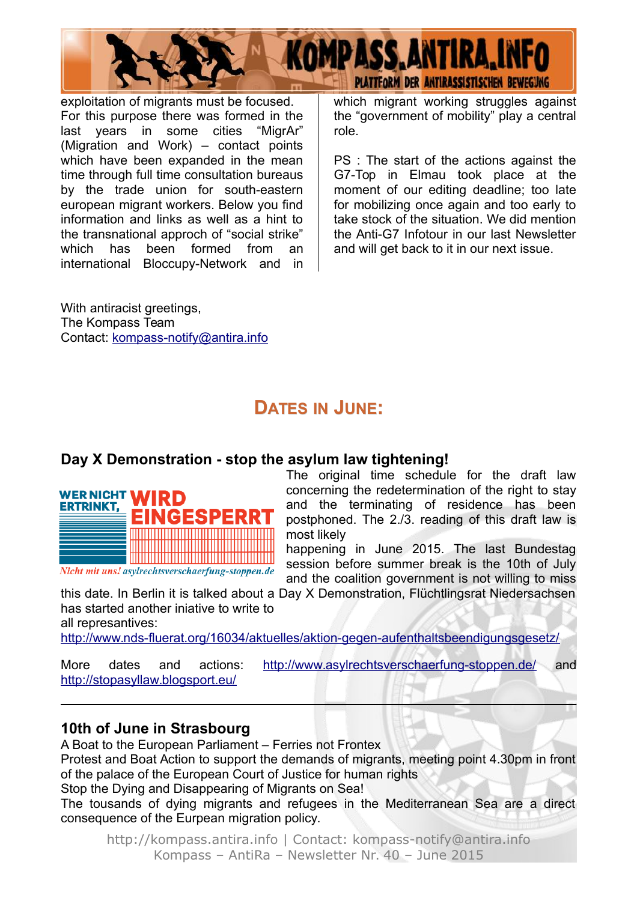exploitation of migrants must be focused. For this purpose there was formed in the last years in some cities "MigrAr" (Migration and Work) – contact points which have been expanded in the mean time through full time consultation bureaus by the trade union for south-eastern european migrant workers. Below you find information and links as well as a hint to the transnational approch of "social strike" which has been formed from an international Bloccupy-Network and in which migrant working struggles against the "government of mobility" play a central role.

PS : The start of the actions against the G7-Top in Elmau took place at the moment of our editing deadline; too late for mobilizing once again and too early to take stock of the situation. We did mention the Anti-G7 Infotour in our last Newsletter and will get back to it in our next issue.

With antiracist greetings,
The Kompass Team
Contact: kompass-notify@antira.info

## Dates in June:

### Day X Demonstration - stop the asylum law tightening!

The original time schedule for the draft law concerning the redetermination of the right to stay and the terminating of residence has been postphoned. The 2./3. reading of this draft law is most likely happening in June 2015. The last Bundestag session before summer break is the 10th of July and the coalition government is not willing to miss this date. In Berlin it is talked about a Day X Demonstration, Flüchtlingsrat Niedersachsen has started another iniative to write to all represantives:
http://www.nds-fluerat.org/16034/aktuelles/aktion-gegen-aufenthaltsbeendigungsgesetz/

More dates and actions: http://www.asylrechtsverschaerfung-stoppen.de/ and http://stopasyllaw.blogsport.eu/

---

### 10th of June in Strasbourg

A Boat to the European Parliament – Ferries not Frontex
Protest and Boat Action to support the demands of migrants, meeting point 4.30pm in front of the palace of the European Court of Justice for human rights
Stop the Dying and Disappearing of Migrants on Sea!
The tousands of dying migrants and refugees in the Mediterranean Sea are a direct consequence of the Eurpean migration policy.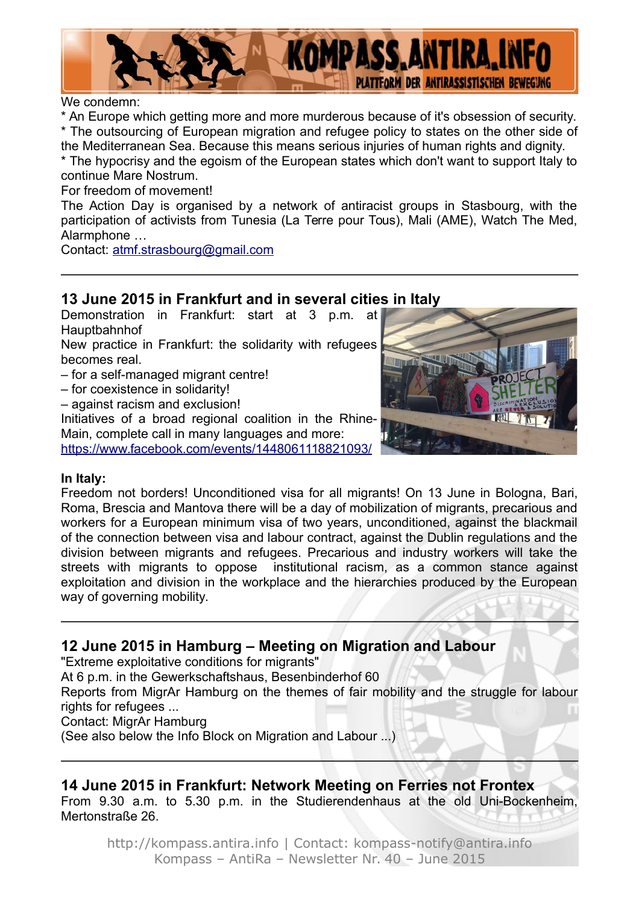We condemn:

* An Europe which getting more and more murderous because of it's obsession of security.
* The outsourcing of European migration and refugee policy to states on the other side of the Mediterranean Sea. Because this means serious injuries of human rights and dignity.
* The hypocrisy and the egoism of the European states which don't want to support Italy to continue Mare Nostrum.

For freedom of movement!

The Action Day is organised by a network of antiracist groups in Stasbourg, with the participation of activists from Tunesia (La Terre pour Tous), Mali (AME), Watch The Med, Alarmphone …

Contact: atmf.strasbourg@gmail.com

---

## 13 June 2015 in Frankfurt and in several cities in Italy

Demonstration in Frankfurt: start at 3 p.m. at Hauptbahnhof

New practice in Frankfurt: the solidarity with refugees becomes real.

– for a self-managed migrant centre!
– for coexistence in solidarity!
– against racism and exclusion!

Initiatives of a broad regional coalition in the Rhine-Main, complete call in many languages and more: https://www.facebook.com/events/1448061118821093/

**In Italy:**

Freedom not borders! Unconditioned visa for all migrants! On 13 June in Bologna, Bari, Roma, Brescia and Mantova there will be a day of mobilization of migrants, precarious and workers for a European minimum visa of two years, unconditioned, against the blackmail of the connection between visa and labour contract, against the Dublin regulations and the division between migrants and refugees. Precarious and industry workers will take the streets with migrants to oppose institutional racism, as a common stance against exploitation and division in the workplace and the hierarchies produced by the European way of governing mobility.

---

## 12 June 2015 in Hamburg – Meeting on Migration and Labour

"Extreme exploitative conditions for migrants"

At 6 p.m. in the Gewerkschaftshaus, Besenbinderhof 60

Reports from MigrAr Hamburg on the themes of fair mobility and the struggle for labour rights for refugees ...

Contact: MigrAr Hamburg

(See also below the Info Block on Migration and Labour ...)

---

## 14 June 2015 in Frankfurt: Network Meeting on Ferries not Frontex

From 9.30 a.m. to 5.30 p.m. in the Studierendenhaus at the old Uni-Bockenheim, Mertonstraße 26.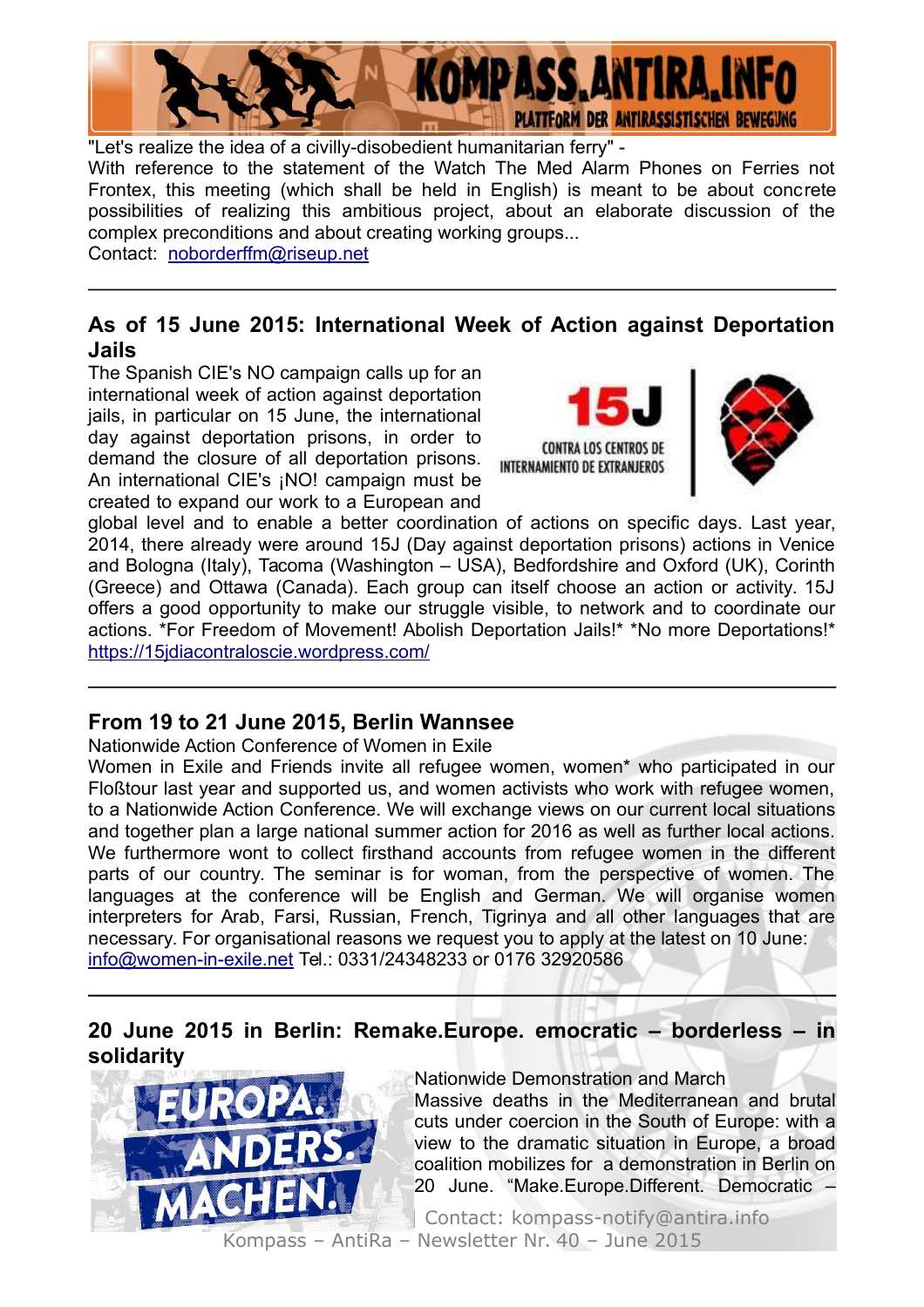"Let's realize the idea of a civilly-disobedient humanitarian ferry" -
With reference to the statement of the Watch The Med Alarm Phones on Ferries not Frontex, this meeting (which shall be held in English) is meant to be about concrete possibilities of realizing this ambitious project, about an elaborate discussion of the complex preconditions and about creating working groups...
Contact: noborderffm@riseup.net

---

## As of 15 June 2015: International Week of Action against Deportation Jails

The Spanish CIE's NO campaign calls up for an international week of action against deportation jails, in particular on 15 June, the international day against deportation prisons, in order to demand the closure of all deportation prisons. An international CIE's ¡NO! campaign must be created to expand our work to a European and global level and to enable a better coordination of actions on specific days. Last year, 2014, there already were around 15J (Day against deportation prisons) actions in Venice and Bologna (Italy), Tacoma (Washington – USA), Bedfordshire and Oxford (UK), Corinth (Greece) and Ottawa (Canada). Each group can itself choose an action or activity. 15J offers a good opportunity to make our struggle visible, to network and to coordinate our actions. *For Freedom of Movement! Abolish Deportation Jails!* *No more Deportations!*
https://15jdiacontraloscie.wordpress.com/

---

## From 19 to 21 June 2015, Berlin Wannsee

Nationwide Action Conference of Women in Exile
Women in Exile and Friends invite all refugee women, women* who participated in our Floßtour last year and supported us, and women activists who work with refugee women, to a Nationwide Action Conference. We will exchange views on our current local situations and together plan a large national summer action for 2016 as well as further local actions. We furthermore wont to collect firsthand accounts from refugee women in the different parts of our country. The seminar is for woman, from the perspective of women. The languages at the conference will be English and German. We will organise women interpreters for Arab, Farsi, Russian, French, Tigrinya and all other languages that are necessary. For organisational reasons we request you to apply at the latest on 10 June:
info@women-in-exile.net Tel.: 0331/24348233 or 0176 32920586

---

## 20 June 2015 in Berlin: Remake.Europe. emocratic – borderless – in solidarity

Nationwide Demonstration and March
Massive deaths in the Mediterranean and brutal cuts under coercion in the South of Europe: with a view to the dramatic situation in Europe, a broad coalition mobilizes for a demonstration in Berlin on 20 June. "Make.Europe.Different. Democratic –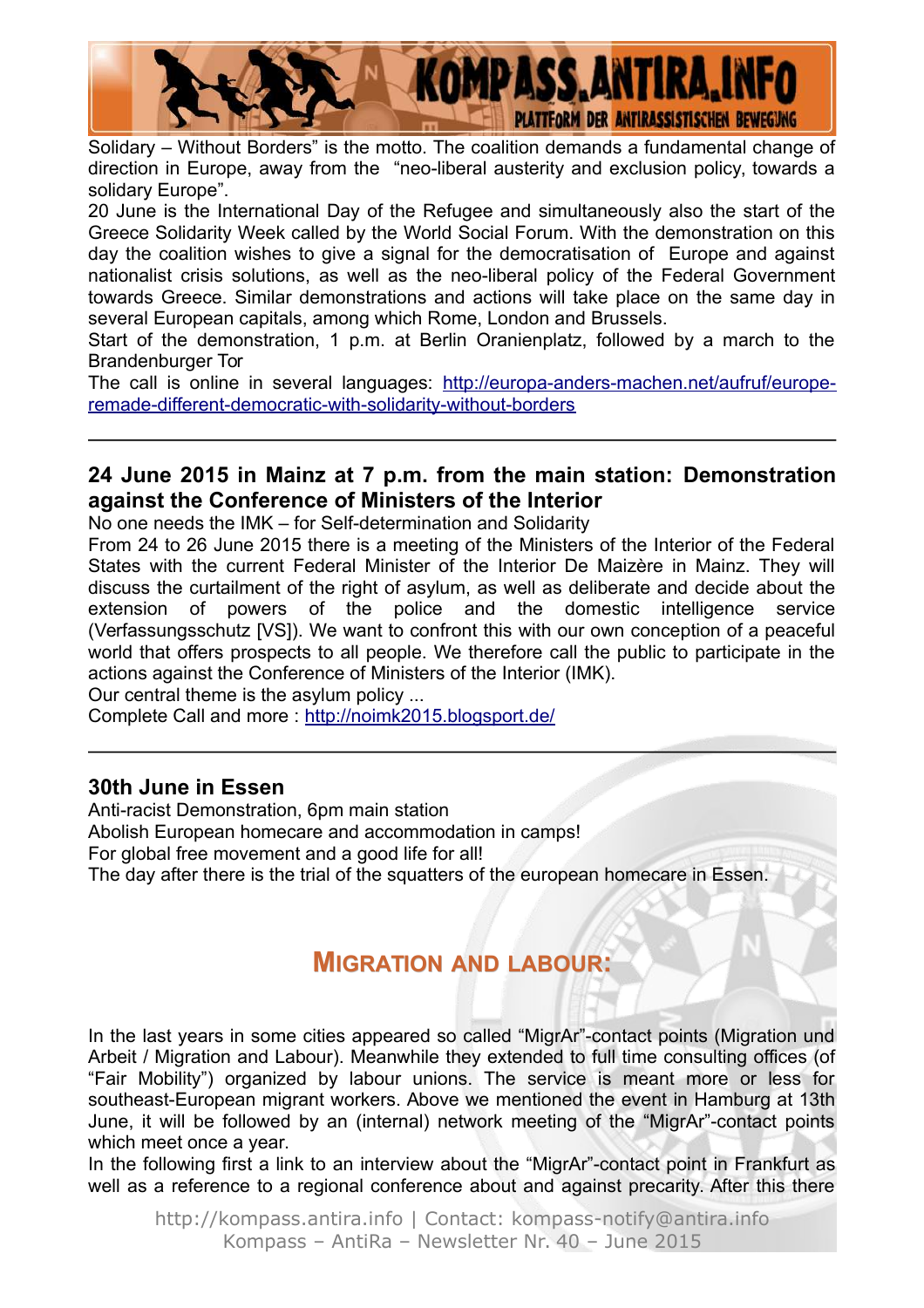Solidary – Without Borders" is the motto. The coalition demands a fundamental change of direction in Europe, away from the "neo-liberal austerity and exclusion policy, towards a solidary Europe".

20 June is the International Day of the Refugee and simultaneously also the start of the Greece Solidarity Week called by the World Social Forum. With the demonstration on this day the coalition wishes to give a signal for the democratisation of Europe and against nationalist crisis solutions, as well as the neo-liberal policy of the Federal Government towards Greece. Similar demonstrations and actions will take place on the same day in several European capitals, among which Rome, London and Brussels.

Start of the demonstration, 1 p.m. at Berlin Oranienplatz, followed by a march to the Brandenburger Tor

The call is online in several languages: [http://europa-anders-machen.net/aufruf/europe-remade-different-democratic-with-solidarity-without-borders](http://europa-anders-machen.net/aufruf/europe-remade-different-democratic-with-solidarity-without-borders)

---

### 24 June 2015 in Mainz at 7 p.m. from the main station: Demonstration against the Conference of Ministers of the Interior

No one needs the IMK – for Self-determination and Solidarity

From 24 to 26 June 2015 there is a meeting of the Ministers of the Interior of the Federal States with the current Federal Minister of the Interior De Maizère in Mainz. They will discuss the curtailment of the right of asylum, as well as deliberate and decide about the extension of powers of the police and the domestic intelligence service (Verfassungsschutz [VS]). We want to confront this with our own conception of a peaceful world that offers prospects to all people. We therefore call the public to participate in the actions against the Conference of Ministers of the Interior (IMK).

Our central theme is the asylum policy ...

Complete Call and more : [http://noimk2015.blogsport.de/](http://noimk2015.blogsport.de/)

---

### 30th June in Essen

Anti-racist Demonstration, 6pm main station

Abolish European homecare and accommodation in camps!

For global free movement and a good life for all!

The day after there is the trial of the squatters of the european homecare in Essen.

## Migration and Labour:

In the last years in some cities appeared so called "MigrAr"-contact points (Migration und Arbeit / Migration and Labour). Meanwhile they extended to full time consulting offices (of "Fair Mobility") organized by labour unions. The service is meant more or less for southeast-European migrant workers. Above we mentioned the event in Hamburg at 13th June, it will be followed by an (internal) network meeting of the "MigrAr"-contact points which meet once a year.

In the following first a link to an interview about the "MigrAr"-contact point in Frankfurt as well as a reference to a regional conference about and against precarity. After this there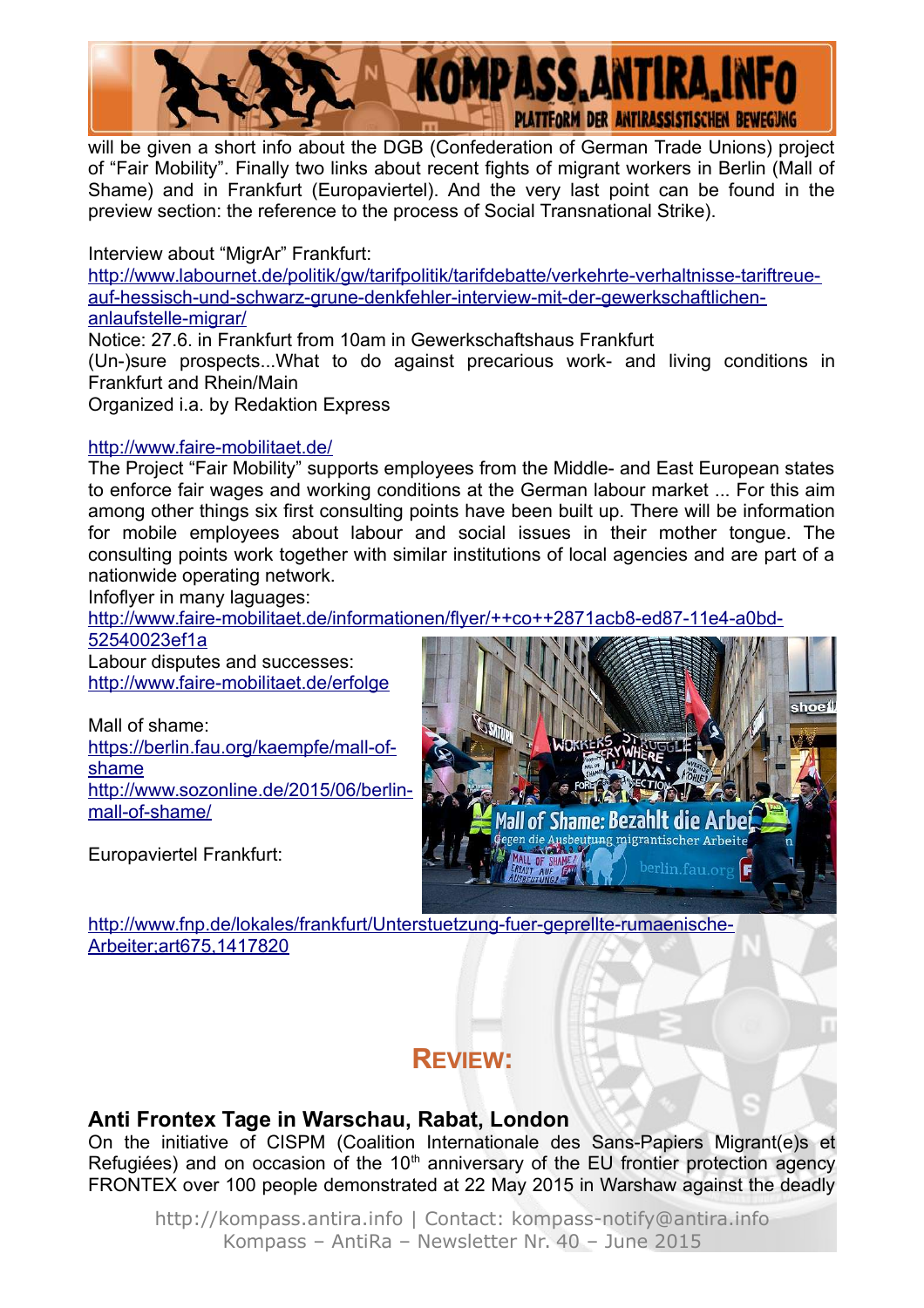will be given a short info about the DGB (Confederation of German Trade Unions) project of "Fair Mobility". Finally two links about recent fights of migrant workers in Berlin (Mall of Shame) and in Frankfurt (Europaviertel). And the very last point can be found in the preview section: the reference to the process of Social Transnational Strike).

Interview about "MigrAr" Frankfurt:
http://www.labournet.de/politik/gw/tarifpolitik/tarifdebatte/verkehrte-verhaltnisse-tariftreue-auf-hessisch-und-schwarz-grune-denkfehler-interview-mit-der-gewerkschaftlichen-anlaufstelle-migrar/
Notice: 27.6. in Frankfurt from 10am in Gewerkschaftshaus Frankfurt
(Un-)sure prospects...What to do against precarious work- and living conditions in Frankfurt and Rhein/Main
Organized i.a. by Redaktion Express

http://www.faire-mobilitaet.de/
The Project "Fair Mobility" supports employees from the Middle- and East European states to enforce fair wages and working conditions at the German labour market ... For this aim among other things six first consulting points have been built up. There will be information for mobile employees about labour and social issues in their mother tongue. The consulting points work together with similar institutions of local agencies and are part of a nationwide operating network.
Infoflyer in many laguages:
http://www.faire-mobilitaet.de/informationen/flyer/++co++2871acb8-ed87-11e4-a0bd-52540023ef1a
Labour disputes and successes:
http://www.faire-mobilitaet.de/erfolge

Mall of shame:
https://berlin.fau.org/kaempfe/mall-of-shame
http://www.sozonline.de/2015/06/berlin-mall-of-shame/

Europaviertel Frankfurt:

http://www.fnp.de/lokales/frankfurt/Unterstuetzung-fuer-geprellte-rumaenische-Arbeiter;art675,1417820

## REVIEW:

### Anti Frontex Tage in Warschau, Rabat, London

On the initiative of CISPM (Coalition Internationale des Sans-Papiers Migrant(e)s et Refugiées) and on occasion of the 10th anniversary of the EU frontier protection agency FRONTEX over 100 people demonstrated at 22 May 2015 in Warshaw against the deadly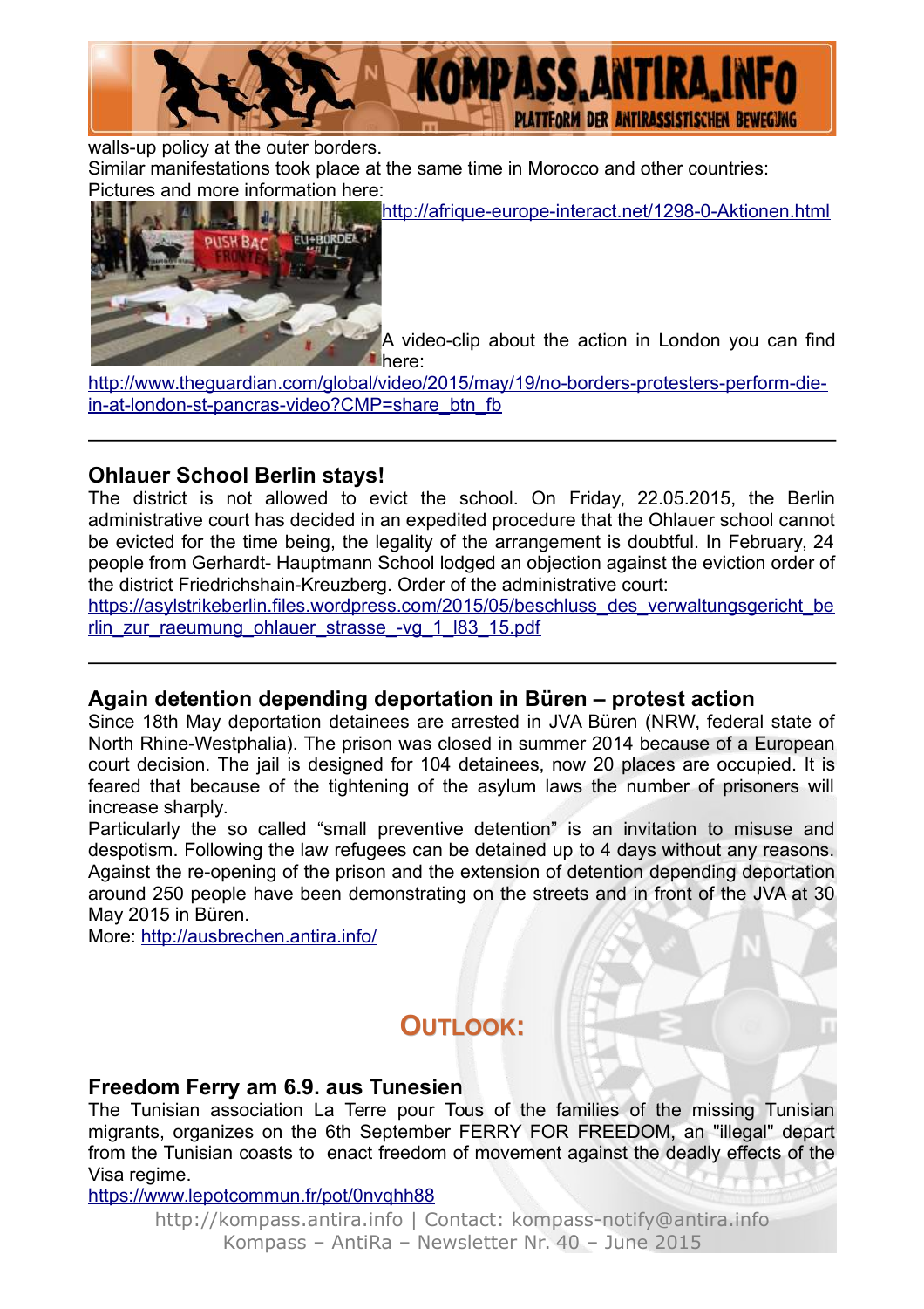walls-up policy at the outer borders.
Similar manifestations took place at the same time in Morocco and other countries:
Pictures and more information here:
http://afrique-europe-interact.net/1298-0-Aktionen.html

A video-clip about the action in London you can find here:
http://www.theguardian.com/global/video/2015/may/19/no-borders-protesters-perform-die-in-at-london-st-pancras-video?CMP=share_btn_fb

---

### Ohlauer School Berlin stays!

The district is not allowed to evict the school. On Friday, 22.05.2015, the Berlin administrative court has decided in an expedited procedure that the Ohlauer school cannot be evicted for the time being, the legality of the arrangement is doubtful. In February, 24 people from Gerhardt- Hauptmann School lodged an objection against the eviction order of the district Friedrichshain-Kreuzberg. Order of the administrative court:
https://asylstrikeberlin.files.wordpress.com/2015/05/beschluss_des_verwaltungsgericht_berlin_zur_raeumung_ohlauer_strasse_-vg_1_l83_15.pdf

---

### Again detention depending deportation in Büren – protest action

Since 18th May deportation detainees are arrested in JVA Büren (NRW, federal state of North Rhine-Westphalia). The prison was closed in summer 2014 because of a European court decision. The jail is designed for 104 detainees, now 20 places are occupied. It is feared that because of the tightening of the asylum laws the number of prisoners will increase sharply.
Particularly the so called "small preventive detention" is an invitation to misuse and despotism. Following the law refugees can be detained up to 4 days without any reasons. Against the re-opening of the prison and the extension of detention depending deportation around 250 people have been demonstrating on the streets and in front of the JVA at 30 May 2015 in Büren.
More: http://ausbrechen.antira.info/

## OUTLOOK:

### Freedom Ferry am 6.9. aus Tunesien

The Tunisian association La Terre pour Tous of the families of the missing Tunisian migrants, organizes on the 6th September FERRY FOR FREEDOM, an "illegal" depart from the Tunisian coasts to enact freedom of movement against the deadly effects of the Visa regime.
https://www.lepotcommun.fr/pot/0nvqhh88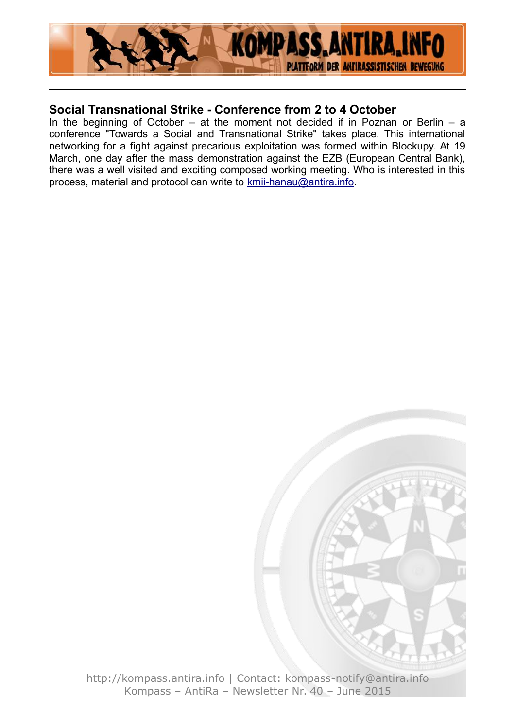## Social Transnational Strike - Conference from 2 to 4 October

In the beginning of October – at the moment not decided if in Poznan or Berlin – a conference "Towards a Social and Transnational Strike" takes place. This international networking for a fight against precarious exploitation was formed within Blockupy. At 19 March, one day after the mass demonstration against the EZB (European Central Bank), there was a well visited and exciting composed working meeting. Who is interested in this process, material and protocol can write to kmii-hanau@antira.info.